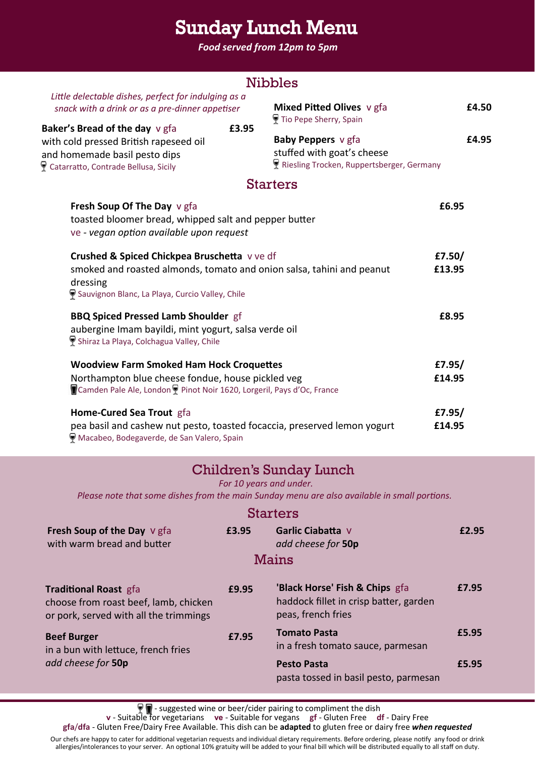# Sunday Lunch Menu

*Food served from 12pm to 5pm*

## Nibbles

*Little delectable dishes, perfect for indulging as a snack with a drink or as a pre-dinner appetiser*

**Baker's Bread of the day** v gfa — **£3.95**
with cold pressed British rapeseed oil and homemade basil pesto dips
🍷 Catarratto, Contrade Bellusa, Sicily

**Mixed Pitted Olives** v gfa — **£4.50**
🍷 Tio Pepe Sherry, Spain

**Baby Peppers** v gfa — **£4.95**
stuffed with goat's cheese
🍷 Riesling Trocken, Ruppertsberger, Germany

## Starters

**Fresh Soup Of The Day** v gfa — **£6.95**
toasted bloomer bread, whipped salt and pepper butter
ve - *vegan option available upon request*

**Crushed & Spiced Chickpea Bruschetta** v ve df — **£7.50/ £13.95**
smoked and roasted almonds, tomato and onion salsa, tahini and peanut dressing
🍷 Sauvignon Blanc, La Playa, Curcio Valley, Chile

**BBQ Spiced Pressed Lamb Shoulder** gf — **£8.95**
aubergine Imam bayildi, mint yogurt, salsa verde oil
🍷 Shiraz La Playa, Colchagua Valley, Chile

**Woodview Farm Smoked Ham Hock Croquettes** — **£7.95/ £14.95**
Northampton blue cheese fondue, house pickled veg
🍺 Camden Pale Ale, London 🍷 Pinot Noir 1620, Lorgeril, Pays d'Oc, France

**Home-Cured Sea Trout** gfa — **£7.95/ £14.95**
pea basil and cashew nut pesto, toasted focaccia, preserved lemon yogurt
🍷 Macabeo, Bodegaverde, de San Valero, Spain

## Children's Sunday Lunch

*For 10 years and under.*
*Please note that some dishes from the main Sunday menu are also available in small portions.*

### Starters

**Fresh Soup of the Day** v gfa — **£3.95**
with warm bread and butter

**Garlic Ciabatta** v — **£2.95**
*add cheese for* **50p**

### Mains

**Traditional Roast** gfa — **£9.95**
choose from roast beef, lamb, chicken or pork, served with all the trimmings

**Beef Burger** — **£7.95**
in a bun with lettuce, french fries
*add cheese for* **50p**

**'Black Horse' Fish & Chips** gfa — **£7.95**
haddock fillet in crisp batter, garden peas, french fries

**Tomato Pasta** — **£5.95**
in a fresh tomato sauce, parmesan

**Pesto Pasta** — **£5.95**
pasta tossed in basil pesto, parmesan

---

🍷🍺 - suggested wine or beer/cider pairing to compliment the dish
**v** - Suitable for vegetarians **ve** - Suitable for vegans **gf** - Gluten Free **df** - Dairy Free
**gfa**/**dfa** - Gluten Free/Dairy Free Available. This dish can be **adapted** to gluten free or dairy free ***when requested***

Our chefs are happy to cater for additional vegetarian requests and individual dietary requirements. Before ordering, please notify any food or drink allergies/intolerances to your server. An optional 10% gratuity will be added to your final bill which will be distributed equally to all staff on duty.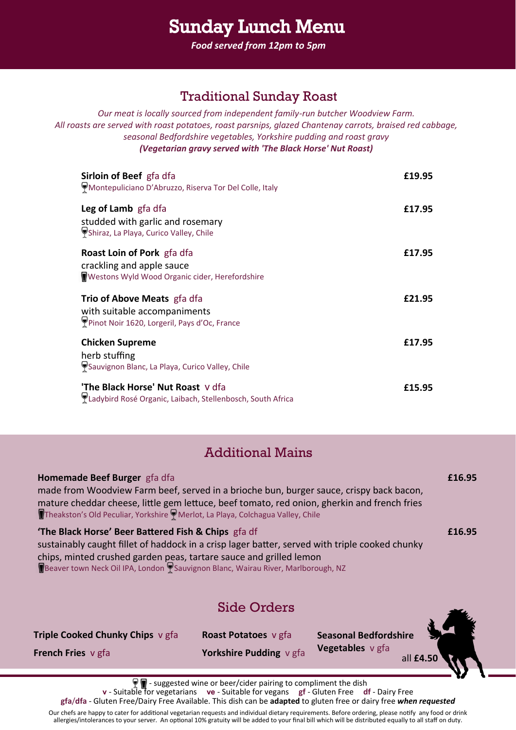# Sunday Lunch Menu

*Food served from 12pm to 5pm*

## Traditional Sunday Roast

*Our meat is locally sourced from independent family-run butcher Woodview Farm.*
*All roasts are served with roast potatoes, roast parsnips, glazed Chantenay carrots, braised red cabbage, seasonal Bedfordshire vegetables, Yorkshire pudding and roast gravy*
***(Vegetarian gravy served with 'The Black Horse' Nut Roast)***

**Sirloin of Beef** gfa dfa — **£19.95**
Montepuliciano D'Abruzzo, Riserva Tor Del Colle, Italy

**Leg of Lamb** gfa dfa — **£17.95**
studded with garlic and rosemary
Shiraz, La Playa, Curico Valley, Chile

**Roast Loin of Pork** gfa dfa — **£17.95**
crackling and apple sauce
Westons Wyld Wood Organic cider, Herefordshire

**Trio of Above Meats** gfa dfa — **£21.95**
with suitable accompaniments
Pinot Noir 1620, Lorgeril, Pays d'Oc, France

**Chicken Supreme** — **£17.95**
herb stuffing
Sauvignon Blanc, La Playa, Curico Valley, Chile

**'The Black Horse' Nut Roast** v dfa — **£15.95**
Ladybird Rosé Organic, Laibach, Stellenbosch, South Africa

## Additional Mains

**Homemade Beef Burger** gfa dfa — **£16.95**
made from Woodview Farm beef, served in a brioche bun, burger sauce, crispy back bacon, mature cheddar cheese, little gem lettuce, beef tomato, red onion, gherkin and french fries
Theakston's Old Peculiar, Yorkshire / Merlot, La Playa, Colchagua Valley, Chile

**'The Black Horse' Beer Battered Fish & Chips** gfa df — **£16.95**
sustainably caught fillet of haddock in a crisp lager batter, served with triple cooked chunky chips, minted crushed garden peas, tartare sauce and grilled lemon
Beaver town Neck Oil IPA, London / Sauvignon Blanc, Wairau River, Marlborough, NZ

## Side Orders

- **Triple Cooked Chunky Chips** v gfa
- **French Fries** v gfa
- **Roast Potatoes** v gfa
- **Yorkshire Pudding** v gfa
- **Seasonal Bedfordshire Vegetables** v gfa

all **£4.50**

- suggested wine or beer/cider pairing to compliment the dish

**v** - Suitable for vegetarians **ve** - Suitable for vegans **gf** - Gluten Free **df** - Dairy Free

**gfa/dfa** - Gluten Free/Dairy Free Available. This dish can be **adapted** to gluten free or dairy free ***when requested***

Our chefs are happy to cater for additional vegetarian requests and individual dietary requirements. Before ordering, please notify any food or drink allergies/intolerances to your server. An optional 10% gratuity will be added to your final bill which will be distributed equally to all staff on duty.